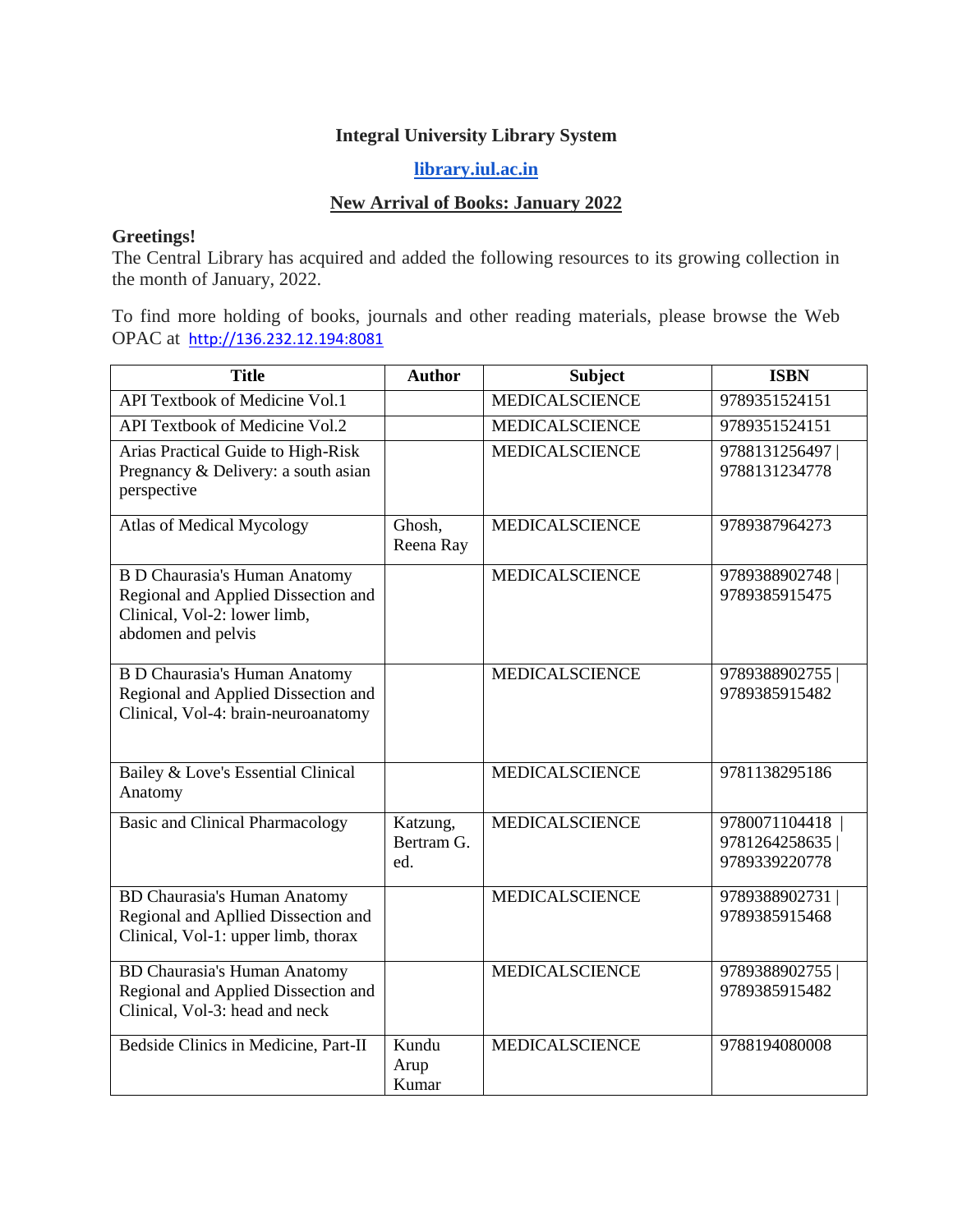**Integral University Library System**

**library.iul.ac.in**

**New Arrival of Books: January 2022**

**Greetings!**

The Central Library has acquired and added the following resources to its growing collection in the month of January, 2022.

To find more holding of books, journals and other reading materials, please browse the Web OPAC at http://136.232.12.194:8081

| Title | Author | Subject | ISBN |
|---|---|---|---|
| API Textbook of Medicine Vol.1 | | MEDICALSCIENCE | 9789351524151 |
| API Textbook of Medicine Vol.2 | | MEDICALSCIENCE | 9789351524151 |
| Arias Practical Guide to High-Risk Pregnancy & Delivery: a south asian perspective | | MEDICALSCIENCE | 9788131256497 \| 9788131234778 |
| Atlas of Medical Mycology | Ghosh, Reena Ray | MEDICALSCIENCE | 9789387964273 |
| B D Chaurasia's Human Anatomy Regional and Applied Dissection and Clinical, Vol-2: lower limb, abdomen and pelvis | | MEDICALSCIENCE | 9789388902748 \| 9789385915475 |
| B D Chaurasia's Human Anatomy Regional and Applied Dissection and Clinical, Vol-4: brain-neuroanatomy | | MEDICALSCIENCE | 9789388902755 \| 9789385915482 |
| Bailey & Love's Essential Clinical Anatomy | | MEDICALSCIENCE | 9781138295186 |
| Basic and Clinical Pharmacology | Katzung, Bertram G. ed. | MEDICALSCIENCE | 9780071104418 \| 9781264258635 \| 9789339220778 |
| BD Chaurasia's Human Anatomy Regional and Apllied Dissection and Clinical, Vol-1: upper limb, thorax | | MEDICALSCIENCE | 9789388902731 \| 9789385915468 |
| BD Chaurasia's Human Anatomy Regional and Applied Dissection and Clinical, Vol-3: head and neck | | MEDICALSCIENCE | 9789388902755 \| 9789385915482 |
| Bedside Clinics in Medicine, Part-II | Kundu Arup Kumar | MEDICALSCIENCE | 9788194080008 |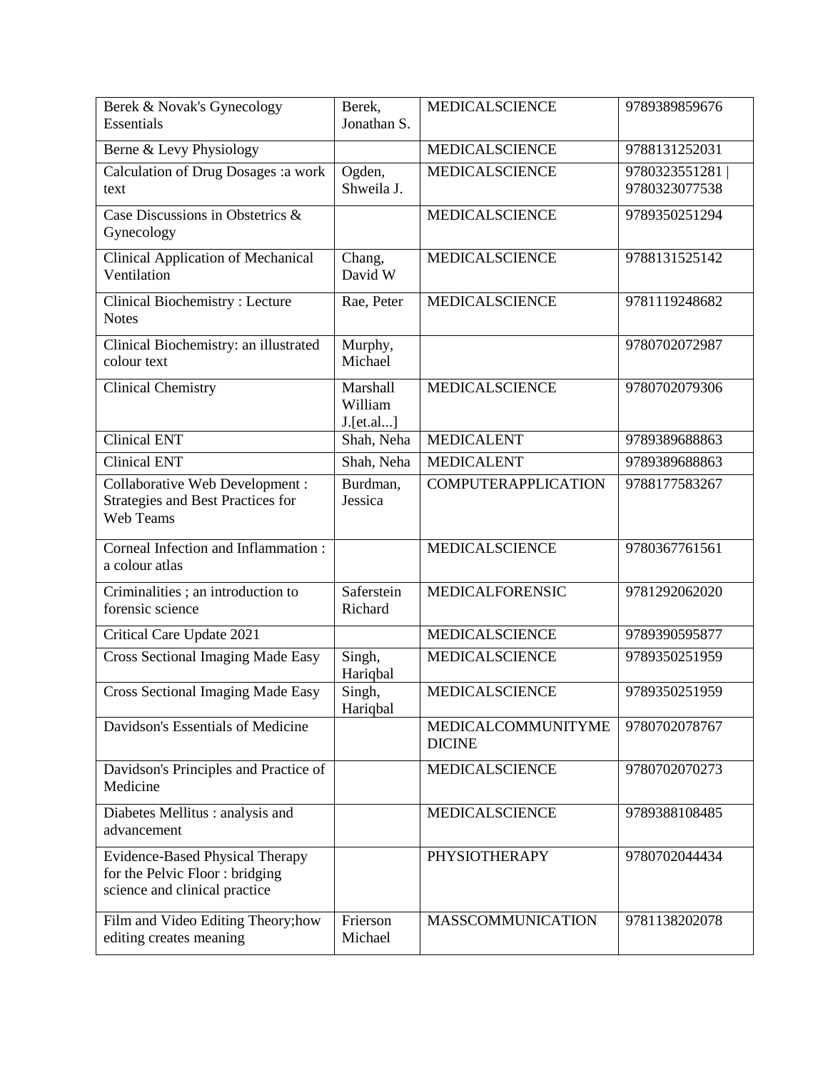| Berek & Novak's Gynecology Essentials | Berek, Jonathan S. | MEDICALSCIENCE | 9789389859676 |
|---|---|---|---|
| Berne & Levy Physiology | | MEDICALSCIENCE | 9788131252031 |
| Calculation of Drug Dosages :a work text | Ogden, Shweila J. | MEDICALSCIENCE | 9780323551281 \| 9780323077538 |
| Case Discussions in Obstetrics & Gynecology | | MEDICALSCIENCE | 9789350251294 |
| Clinical Application of Mechanical Ventilation | Chang, David W | MEDICALSCIENCE | 9788131525142 |
| Clinical Biochemistry : Lecture Notes | Rae, Peter | MEDICALSCIENCE | 9781119248682 |
| Clinical Biochemistry: an illustrated colour text | Murphy, Michael | | 9780702072987 |
| Clinical Chemistry | Marshall William J.[et.al...] | MEDICALSCIENCE | 9780702079306 |
| Clinical ENT | Shah, Neha | MEDICALENT | 9789389688863 |
| Clinical ENT | Shah, Neha | MEDICALENT | 9789389688863 |
| Collaborative Web Development : Strategies and Best Practices for Web Teams | Burdman, Jessica | COMPUTERAPPLICATION | 9788177583267 |
| Corneal Infection and Inflammation : a colour atlas | | MEDICALSCIENCE | 9780367761561 |
| Criminalities ; an introduction to forensic science | Saferstein Richard | MEDICALFORENSIC | 9781292062020 |
| Critical Care Update 2021 | | MEDICALSCIENCE | 9789390595877 |
| Cross Sectional Imaging Made Easy | Singh, Hariqbal | MEDICALSCIENCE | 9789350251959 |
| Cross Sectional Imaging Made Easy | Singh, Hariqbal | MEDICALSCIENCE | 9789350251959 |
| Davidson's Essentials of Medicine | | MEDICALCOMMUNITYMEDICINE | 9780702078767 |
| Davidson's Principles and Practice of Medicine | | MEDICALSCIENCE | 9780702070273 |
| Diabetes Mellitus : analysis and advancement | | MEDICALSCIENCE | 9789388108485 |
| Evidence-Based Physical Therapy for the Pelvic Floor : bridging science and clinical practice | | PHYSIOTHERAPY | 9780702044434 |
| Film and Video Editing Theory;how editing creates meaning | Frierson Michael | MASSCOMMUNICATION | 9781138202078 |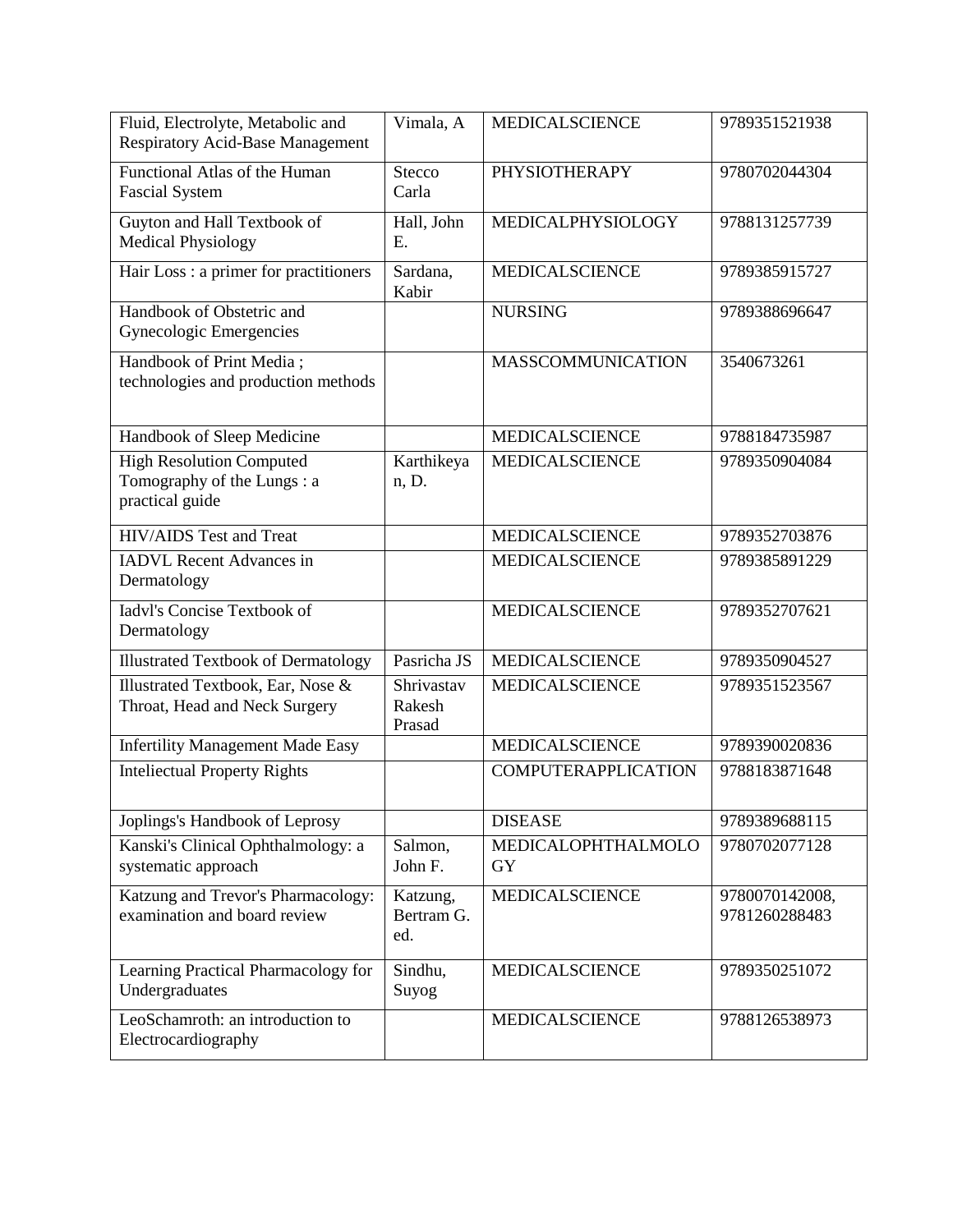| Fluid, Electrolyte, Metabolic and Respiratory Acid-Base Management | Vimala, A | MEDICALSCIENCE | 9789351521938 |
|---|---|---|---|
| Functional Atlas of the Human Fascial System | Stecco Carla | PHYSIOTHERAPY | 9780702044304 |
| Guyton and Hall Textbook of Medical Physiology | Hall, John E. | MEDICALPHYSIOLOGY | 9788131257739 |
| Hair Loss : a primer for practitioners | Sardana, Kabir | MEDICALSCIENCE | 9789385915727 |
| Handbook of Obstetric and Gynecologic Emergencies | | NURSING | 9789388696647 |
| Handbook of Print Media ; technologies and production methods | | MASSCOMMUNICATION | 3540673261 |
| Handbook of Sleep Medicine | | MEDICALSCIENCE | 9788184735987 |
| High Resolution Computed Tomography of the Lungs : a practical guide | Karthikeyan, D. | MEDICALSCIENCE | 9789350904084 |
| HIV/AIDS Test and Treat | | MEDICALSCIENCE | 9789352703876 |
| IADVL Recent Advances in Dermatology | | MEDICALSCIENCE | 9789385891229 |
| Iadvl's Concise Textbook of Dermatology | | MEDICALSCIENCE | 9789352707621 |
| Illustrated Textbook of Dermatology | Pasricha JS | MEDICALSCIENCE | 9789350904527 |
| Illustrated Textbook, Ear, Nose & Throat, Head and Neck Surgery | Shrivastav Rakesh Prasad | MEDICALSCIENCE | 9789351523567 |
| Infertility Management Made Easy | | MEDICALSCIENCE | 9789390020836 |
| Inteliectual Property Rights | | COMPUTERAPPLICATION | 9788183871648 |
| Joplings's Handbook of Leprosy | | DISEASE | 9789389688115 |
| Kanski's Clinical Ophthalmology: a systematic approach | Salmon, John F. | MEDICALOPHTHALMOLOGY | 9780702077128 |
| Katzung and Trevor's Pharmacology: examination and board review | Katzung, Bertram G. ed. | MEDICALSCIENCE | 9780070142008, 9781260288483 |
| Learning Practical Pharmacology for Undergraduates | Sindhu, Suyog | MEDICALSCIENCE | 9789350251072 |
| LeoSchamroth: an introduction to Electrocardiography | | MEDICALSCIENCE | 9788126538973 |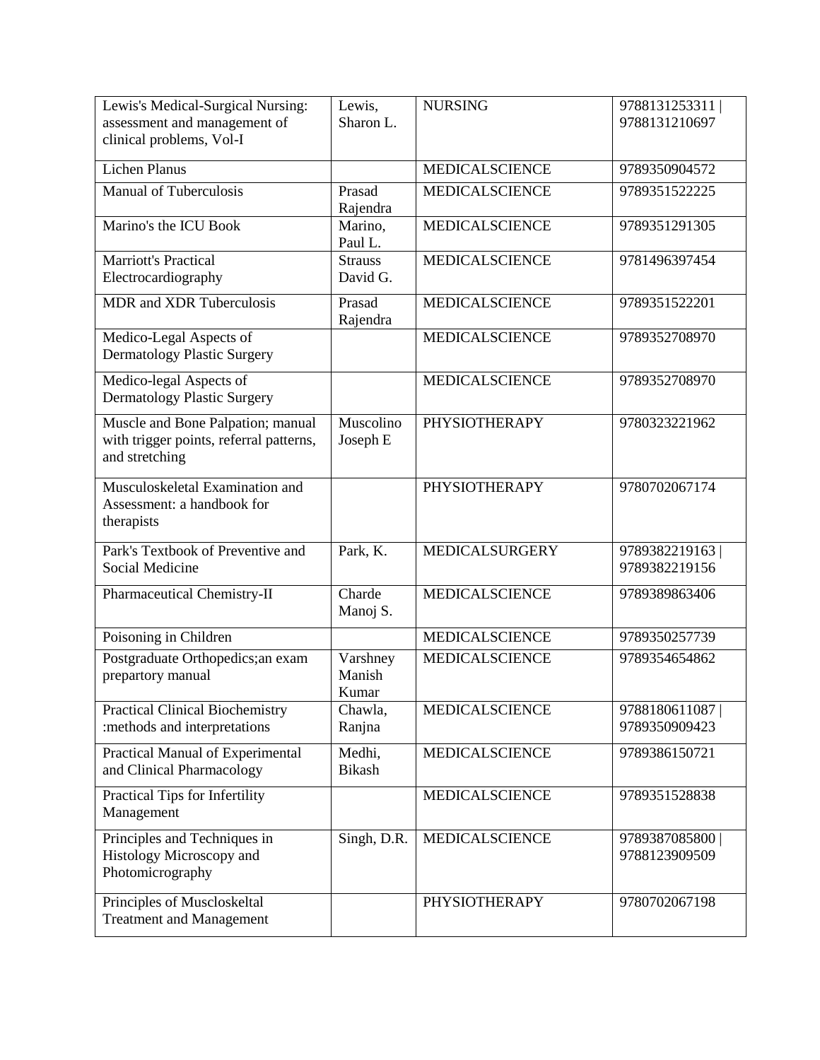| Lewis's Medical-Surgical Nursing: assessment and management of clinical problems, Vol-I | Lewis, Sharon L. | NURSING | 9788131253311 \| 9788131210697 |
|---|---|---|---|
| Lichen Planus | | MEDICALSCIENCE | 9789350904572 |
| Manual of Tuberculosis | Prasad Rajendra | MEDICALSCIENCE | 9789351522225 |
| Marino's the ICU Book | Marino, Paul L. | MEDICALSCIENCE | 9789351291305 |
| Marriott's Practical Electrocardiography | Strauss David G. | MEDICALSCIENCE | 9781496397454 |
| MDR and XDR Tuberculosis | Prasad Rajendra | MEDICALSCIENCE | 9789351522201 |
| Medico-Legal Aspects of Dermatology Plastic Surgery | | MEDICALSCIENCE | 9789352708970 |
| Medico-legal Aspects of Dermatology Plastic Surgery | | MEDICALSCIENCE | 9789352708970 |
| Muscle and Bone Palpation; manual with trigger points, referral patterns, and stretching | Muscolino Joseph E | PHYSIOTHERAPY | 9780323221962 |
| Musculoskeletal Examination and Assessment: a handbook for therapists | | PHYSIOTHERAPY | 9780702067174 |
| Park's Textbook of Preventive and Social Medicine | Park, K. | MEDICALSURGERY | 9789382219163 \| 9789382219156 |
| Pharmaceutical Chemistry-II | Charde Manoj S. | MEDICALSCIENCE | 9789389863406 |
| Poisoning in Children | | MEDICALSCIENCE | 9789350257739 |
| Postgraduate Orthopedics;an exam prepartory manual | Varshney Manish Kumar | MEDICALSCIENCE | 9789354654862 |
| Practical Clinical Biochemistry :methods and interpretations | Chawla, Ranjna | MEDICALSCIENCE | 9788180611087 \| 9789350909423 |
| Practical Manual of Experimental and Clinical Pharmacology | Medhi, Bikash | MEDICALSCIENCE | 9789386150721 |
| Practical Tips for Infertility Management | | MEDICALSCIENCE | 9789351528838 |
| Principles and Techniques in Histology Microscopy and Photomicrography | Singh, D.R. | MEDICALSCIENCE | 9789387085800 \| 9788123909509 |
| Principles of Muscloskeltal Treatment and Management | | PHYSIOTHERAPY | 9780702067198 |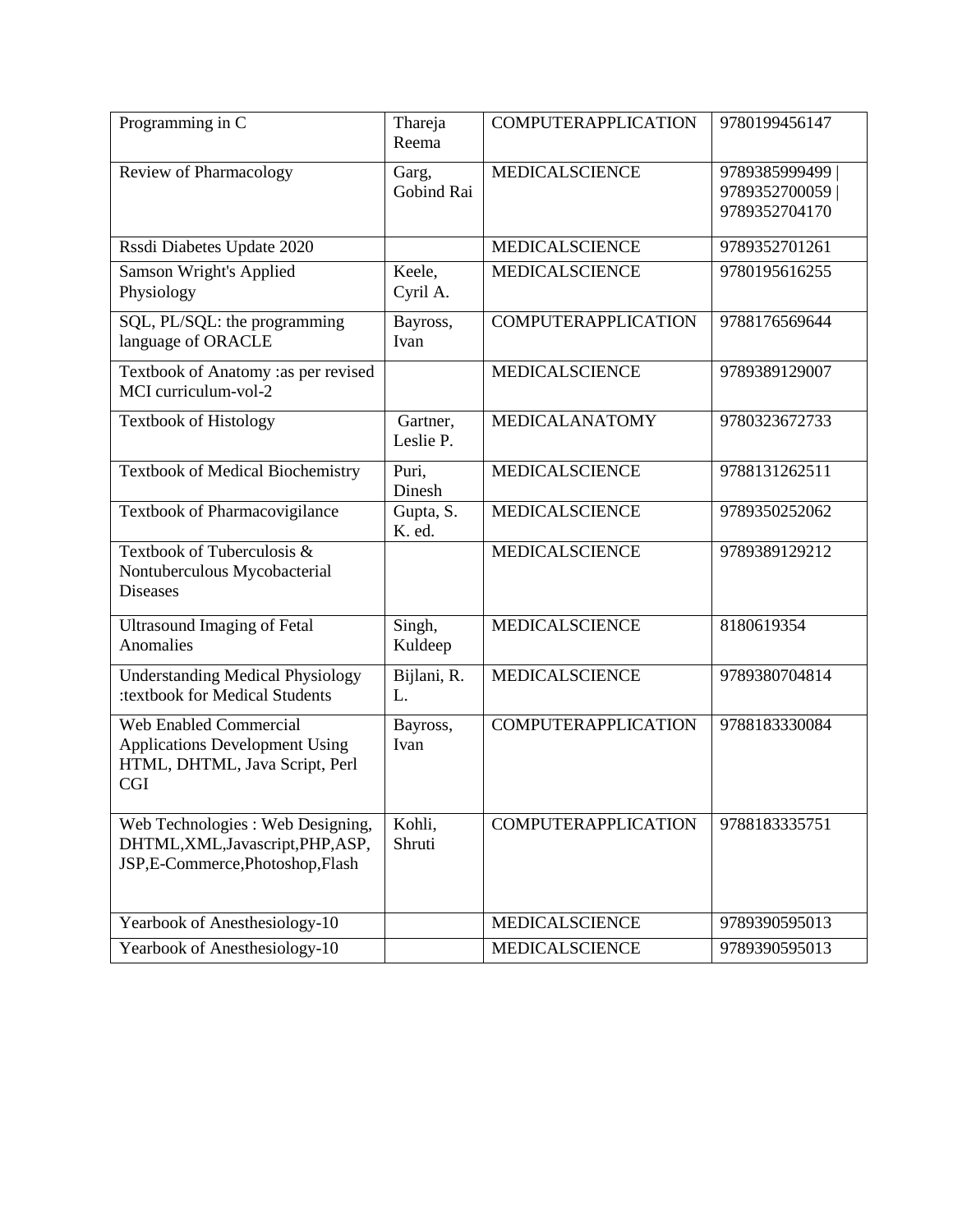| | | | |
|---|---|---|---|
| Programming in C | Thareja Reema | COMPUTERAPPLICATION | 9780199456147 |
| Review of Pharmacology | Garg, Gobind Rai | MEDICALSCIENCE | 9789385999499 \| 9789352700059 \| 9789352704170 |
| Rssdi Diabetes Update 2020 | | MEDICALSCIENCE | 9789352701261 |
| Samson Wright's Applied Physiology | Keele, Cyril A. | MEDICALSCIENCE | 9780195616255 |
| SQL, PL/SQL: the programming language of ORACLE | Bayross, Ivan | COMPUTERAPPLICATION | 9788176569644 |
| Textbook of Anatomy :as per revised MCI curriculum-vol-2 | | MEDICALSCIENCE | 9789389129007 |
| Textbook of Histology | Gartner, Leslie P. | MEDICALANATOMY | 9780323672733 |
| Textbook of Medical Biochemistry | Puri, Dinesh | MEDICALSCIENCE | 9788131262511 |
| Textbook of Pharmacovigilance | Gupta, S. K. ed. | MEDICALSCIENCE | 9789350252062 |
| Textbook of Tuberculosis & Nontuberculous Mycobacterial Diseases | | MEDICALSCIENCE | 9789389129212 |
| Ultrasound Imaging of Fetal Anomalies | Singh, Kuldeep | MEDICALSCIENCE | 8180619354 |
| Understanding Medical Physiology :textbook for Medical Students | Bijlani, R. L. | MEDICALSCIENCE | 9789380704814 |
| Web Enabled Commercial Applications Development Using HTML, DHTML, Java Script, Perl CGI | Bayross, Ivan | COMPUTERAPPLICATION | 9788183330084 |
| Web Technologies : Web Designing, DHTML,XML,Javascript,PHP,ASP, JSP,E-Commerce,Photoshop,Flash | Kohli, Shruti | COMPUTERAPPLICATION | 9788183335751 |
| Yearbook of Anesthesiology-10 | | MEDICALSCIENCE | 9789390595013 |
| Yearbook of Anesthesiology-10 | | MEDICALSCIENCE | 9789390595013 |